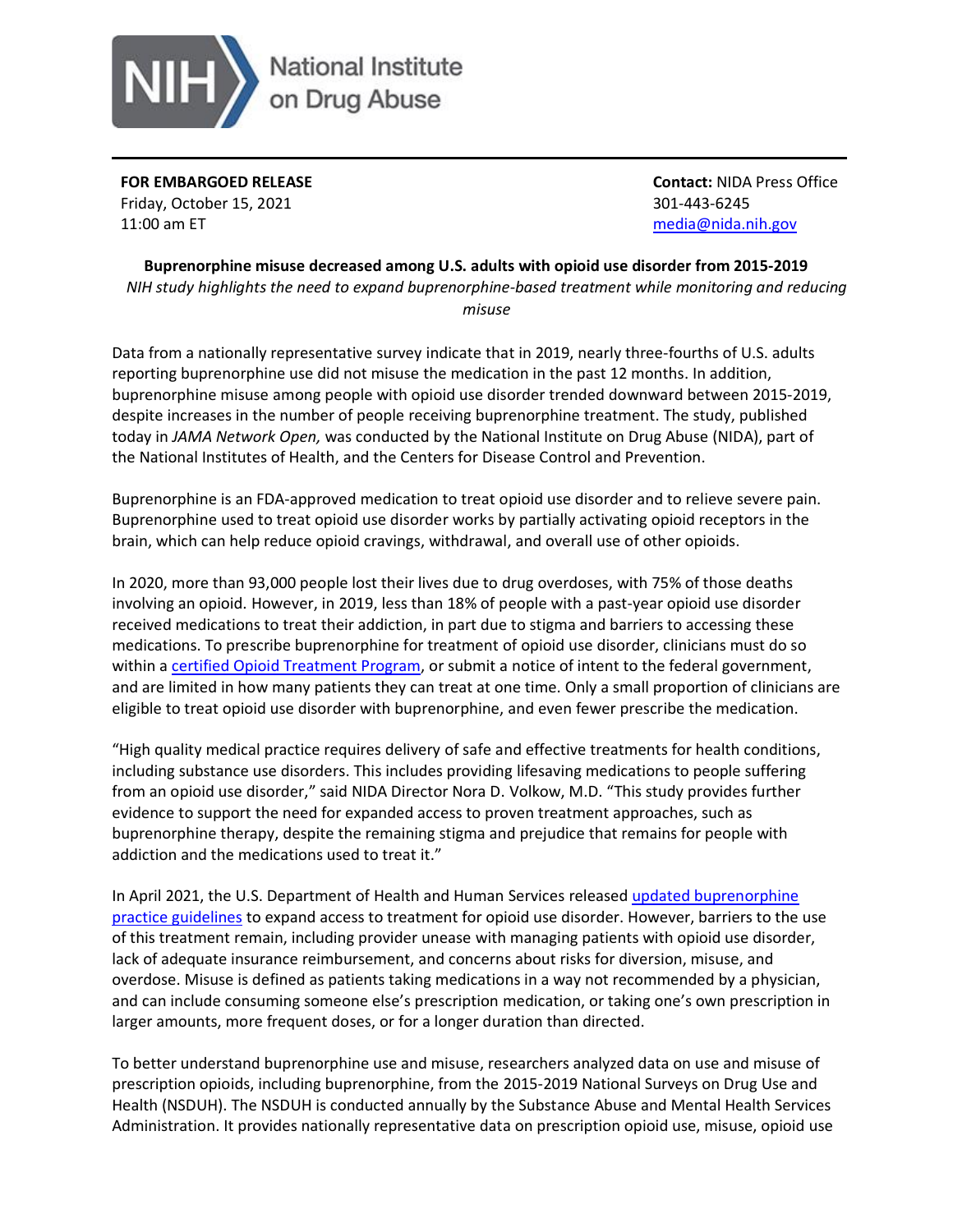NIH National Institute on Drug Abuse

**FOR EMBARGOED RELEASE**
Friday, October 15, 2021
11:00 am ET

**Contact:** NIDA Press Office
301-443-6245
media@nida.nih.gov

**Buprenorphine misuse decreased among U.S. adults with opioid use disorder from 2015-2019**

*NIH study highlights the need to expand buprenorphine-based treatment while monitoring and reducing misuse*

Data from a nationally representative survey indicate that in 2019, nearly three-fourths of U.S. adults reporting buprenorphine use did not misuse the medication in the past 12 months. In addition, buprenorphine misuse among people with opioid use disorder trended downward between 2015-2019, despite increases in the number of people receiving buprenorphine treatment. The study, published today in *JAMA Network Open,* was conducted by the National Institute on Drug Abuse (NIDA), part of the National Institutes of Health, and the Centers for Disease Control and Prevention.

Buprenorphine is an FDA-approved medication to treat opioid use disorder and to relieve severe pain. Buprenorphine used to treat opioid use disorder works by partially activating opioid receptors in the brain, which can help reduce opioid cravings, withdrawal, and overall use of other opioids.

In 2020, more than 93,000 people lost their lives due to drug overdoses, with 75% of those deaths involving an opioid. However, in 2019, less than 18% of people with a past-year opioid use disorder received medications to treat their addiction, in part due to stigma and barriers to accessing these medications. To prescribe buprenorphine for treatment of opioid use disorder, clinicians must do so within a [certified Opioid Treatment Program](), or submit a notice of intent to the federal government, and are limited in how many patients they can treat at one time. Only a small proportion of clinicians are eligible to treat opioid use disorder with buprenorphine, and even fewer prescribe the medication.

"High quality medical practice requires delivery of safe and effective treatments for health conditions, including substance use disorders. This includes providing lifesaving medications to people suffering from an opioid use disorder," said NIDA Director Nora D. Volkow, M.D. "This study provides further evidence to support the need for expanded access to proven treatment approaches, such as buprenorphine therapy, despite the remaining stigma and prejudice that remains for people with addiction and the medications used to treat it."

In April 2021, the U.S. Department of Health and Human Services released [updated buprenorphine practice guidelines]() to expand access to treatment for opioid use disorder. However, barriers to the use of this treatment remain, including provider unease with managing patients with opioid use disorder, lack of adequate insurance reimbursement, and concerns about risks for diversion, misuse, and overdose. Misuse is defined as patients taking medications in a way not recommended by a physician, and can include consuming someone else's prescription medication, or taking one's own prescription in larger amounts, more frequent doses, or for a longer duration than directed.

To better understand buprenorphine use and misuse, researchers analyzed data on use and misuse of prescription opioids, including buprenorphine, from the 2015-2019 National Surveys on Drug Use and Health (NSDUH). The NSDUH is conducted annually by the Substance Abuse and Mental Health Services Administration. It provides nationally representative data on prescription opioid use, misuse, opioid use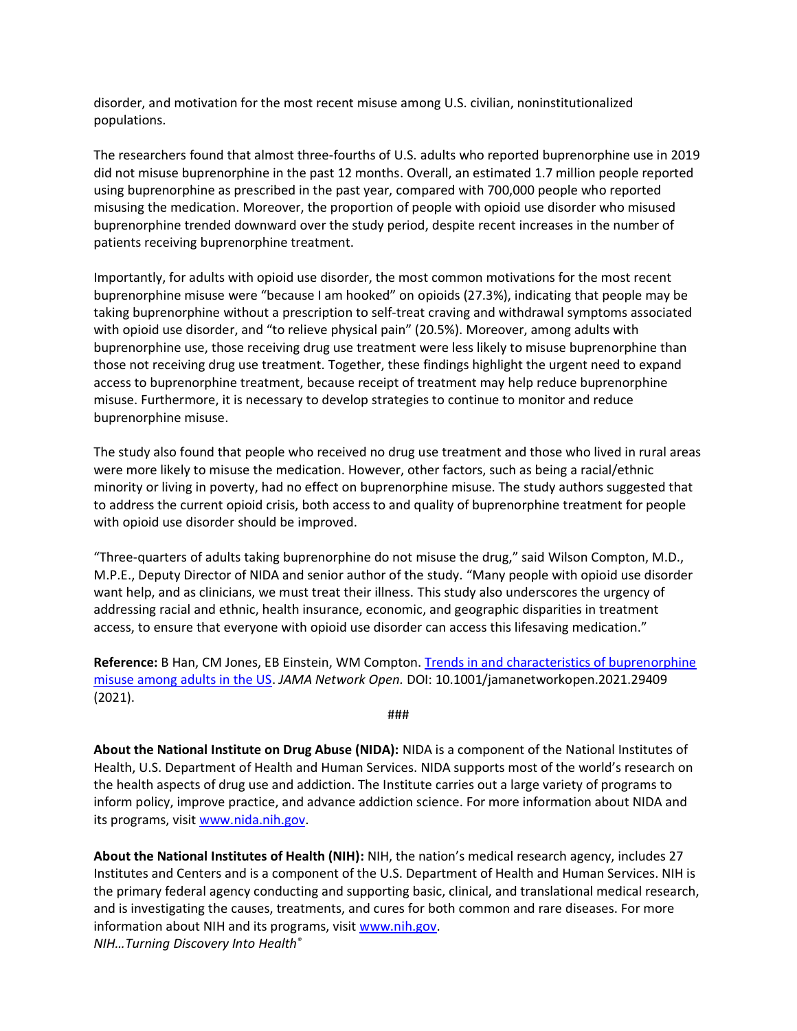disorder, and motivation for the most recent misuse among U.S. civilian, noninstitutionalized populations.

The researchers found that almost three-fourths of U.S. adults who reported buprenorphine use in 2019 did not misuse buprenorphine in the past 12 months. Overall, an estimated 1.7 million people reported using buprenorphine as prescribed in the past year, compared with 700,000 people who reported misusing the medication. Moreover, the proportion of people with opioid use disorder who misused buprenorphine trended downward over the study period, despite recent increases in the number of patients receiving buprenorphine treatment.

Importantly, for adults with opioid use disorder, the most common motivations for the most recent buprenorphine misuse were "because I am hooked" on opioids (27.3%), indicating that people may be taking buprenorphine without a prescription to self-treat craving and withdrawal symptoms associated with opioid use disorder, and "to relieve physical pain" (20.5%). Moreover, among adults with buprenorphine use, those receiving drug use treatment were less likely to misuse buprenorphine than those not receiving drug use treatment. Together, these findings highlight the urgent need to expand access to buprenorphine treatment, because receipt of treatment may help reduce buprenorphine misuse. Furthermore, it is necessary to develop strategies to continue to monitor and reduce buprenorphine misuse.

The study also found that people who received no drug use treatment and those who lived in rural areas were more likely to misuse the medication. However, other factors, such as being a racial/ethnic minority or living in poverty, had no effect on buprenorphine misuse. The study authors suggested that to address the current opioid crisis, both access to and quality of buprenorphine treatment for people with opioid use disorder should be improved.

"Three-quarters of adults taking buprenorphine do not misuse the drug," said Wilson Compton, M.D., M.P.E., Deputy Director of NIDA and senior author of the study. "Many people with opioid use disorder want help, and as clinicians, we must treat their illness. This study also underscores the urgency of addressing racial and ethnic, health insurance, economic, and geographic disparities in treatment access, to ensure that everyone with opioid use disorder can access this lifesaving medication."

**Reference:** B Han, CM Jones, EB Einstein, WM Compton. Trends in and characteristics of buprenorphine misuse among adults in the US. *JAMA Network Open.* DOI: 10.1001/jamanetworkopen.2021.29409 (2021).

###

**About the National Institute on Drug Abuse (NIDA):** NIDA is a component of the National Institutes of Health, U.S. Department of Health and Human Services. NIDA supports most of the world's research on the health aspects of drug use and addiction. The Institute carries out a large variety of programs to inform policy, improve practice, and advance addiction science. For more information about NIDA and its programs, visit www.nida.nih.gov.

**About the National Institutes of Health (NIH):** NIH, the nation's medical research agency, includes 27 Institutes and Centers and is a component of the U.S. Department of Health and Human Services. NIH is the primary federal agency conducting and supporting basic, clinical, and translational medical research, and is investigating the causes, treatments, and cures for both common and rare diseases. For more information about NIH and its programs, visit www.nih.gov.

*NIH…Turning Discovery Into Health*®